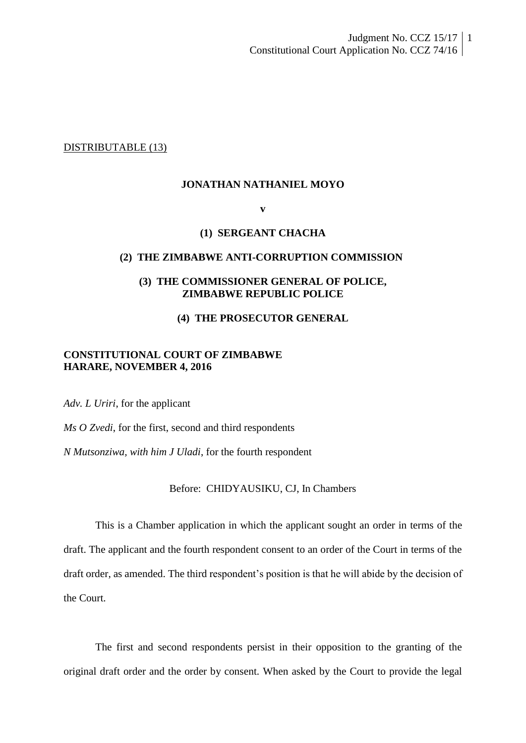DISTRIBUTABLE (13)

**JONATHAN NATHANIEL MOYO**

**v**

**(1) SERGEANT CHACHA**

**(2) THE ZIMBABWE ANTI-CORRUPTION COMMISSION**

**(3) THE COMMISSIONER GENERAL OF POLICE, ZIMBABWE REPUBLIC POLICE**

**(4) THE PROSECUTOR GENERAL**

**CONSTITUTIONAL COURT OF ZIMBABWE**
**HARARE, NOVEMBER 4, 2016**

*Adv. L Uriri*, for the applicant

*Ms O Zvedi*, for the first, second and third respondents

*N Mutsonziwa, with him J Uladi*, for the fourth respondent

Before: CHIDYAUSIKU, CJ, In Chambers

This is a Chamber application in which the applicant sought an order in terms of the draft. The applicant and the fourth respondent consent to an order of the Court in terms of the draft order, as amended. The third respondent's position is that he will abide by the decision of the Court.

The first and second respondents persist in their opposition to the granting of the original draft order and the order by consent. When asked by the Court to provide the legal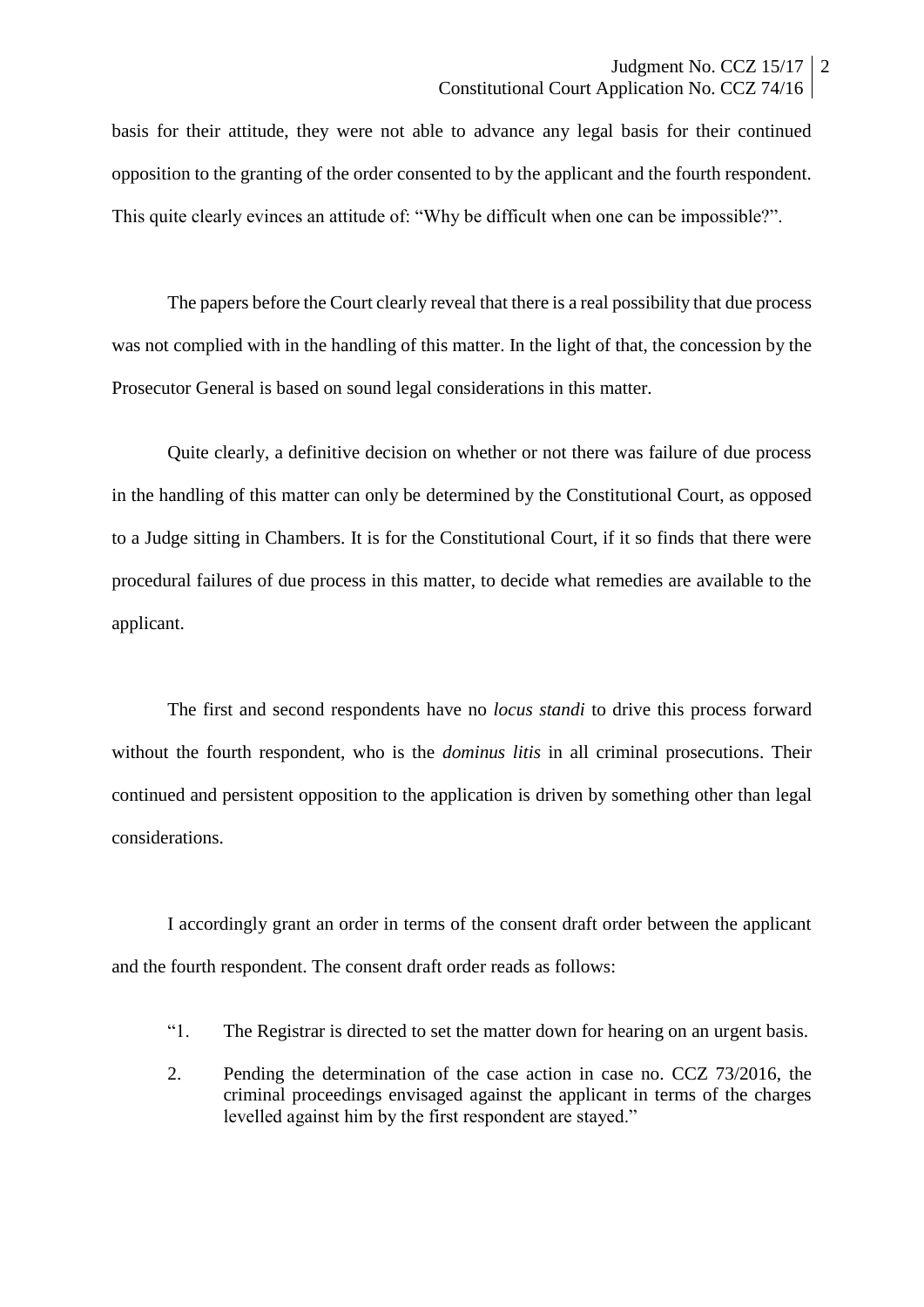basis for their attitude, they were not able to advance any legal basis for their continued opposition to the granting of the order consented to by the applicant and the fourth respondent. This quite clearly evinces an attitude of: "Why be difficult when one can be impossible?".

The papers before the Court clearly reveal that there is a real possibility that due process was not complied with in the handling of this matter. In the light of that, the concession by the Prosecutor General is based on sound legal considerations in this matter.

Quite clearly, a definitive decision on whether or not there was failure of due process in the handling of this matter can only be determined by the Constitutional Court, as opposed to a Judge sitting in Chambers. It is for the Constitutional Court, if it so finds that there were procedural failures of due process in this matter, to decide what remedies are available to the applicant.

The first and second respondents have no *locus standi* to drive this process forward without the fourth respondent, who is the *dominus litis* in all criminal prosecutions. Their continued and persistent opposition to the application is driven by something other than legal considerations.

I accordingly grant an order in terms of the consent draft order between the applicant and the fourth respondent. The consent draft order reads as follows:

> "1. The Registrar is directed to set the matter down for hearing on an urgent basis.
>
> 2. Pending the determination of the case action in case no. CCZ 73/2016, the criminal proceedings envisaged against the applicant in terms of the charges levelled against him by the first respondent are stayed."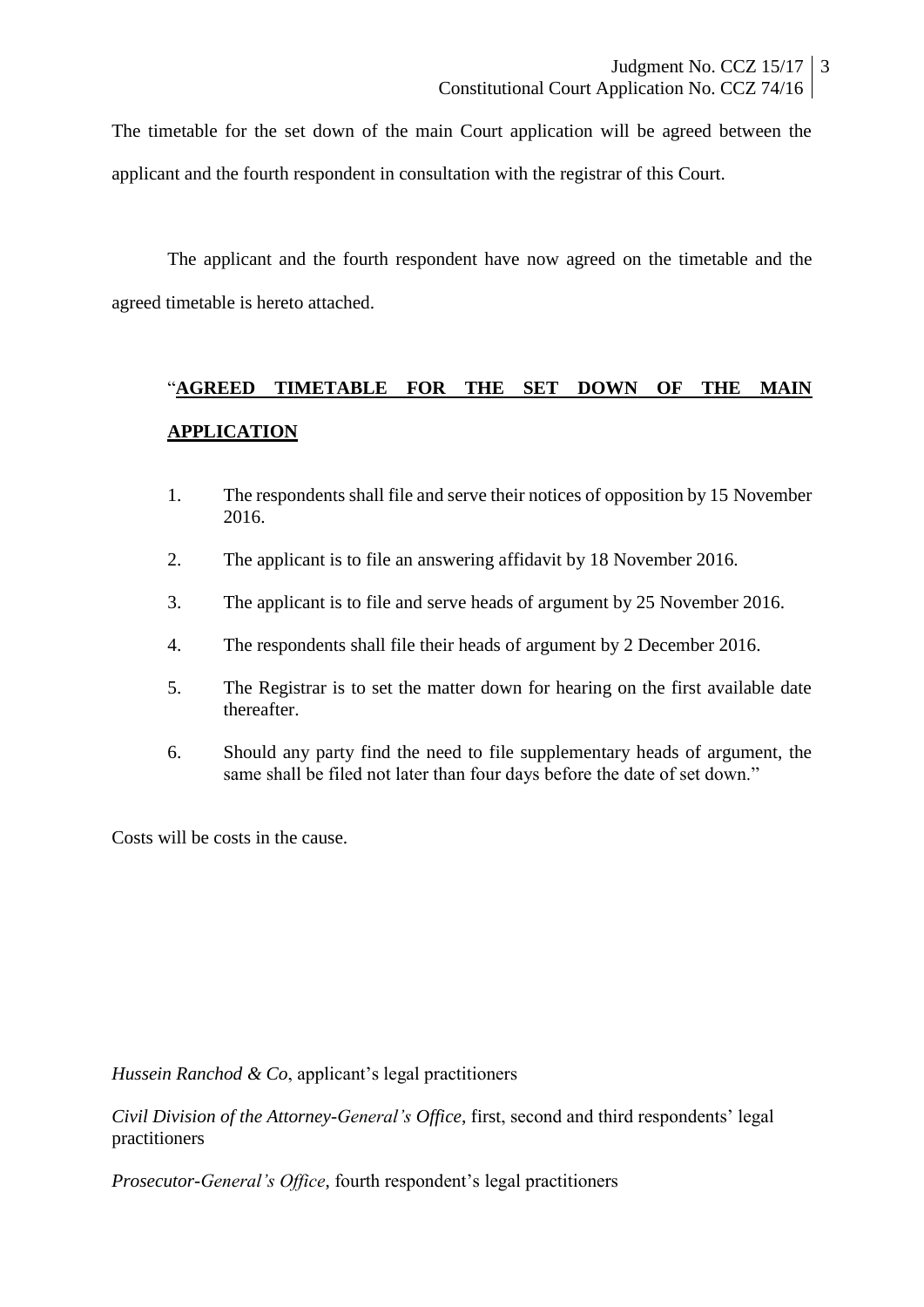The timetable for the set down of the main Court application will be agreed between the applicant and the fourth respondent in consultation with the registrar of this Court.

The applicant and the fourth respondent have now agreed on the timetable and the agreed timetable is hereto attached.

"**AGREED TIMETABLE FOR THE SET DOWN OF THE MAIN APPLICATION**

1. The respondents shall file and serve their notices of opposition by 15 November 2016.
2. The applicant is to file an answering affidavit by 18 November 2016.
3. The applicant is to file and serve heads of argument by 25 November 2016.
4. The respondents shall file their heads of argument by 2 December 2016.
5. The Registrar is to set the matter down for hearing on the first available date thereafter.
6. Should any party find the need to file supplementary heads of argument, the same shall be filed not later than four days before the date of set down."

Costs will be costs in the cause.

*Hussein Ranchod & Co*, applicant's legal practitioners

*Civil Division of the Attorney-General's Office*, first, second and third respondents' legal practitioners

*Prosecutor-General's Office*, fourth respondent's legal practitioners